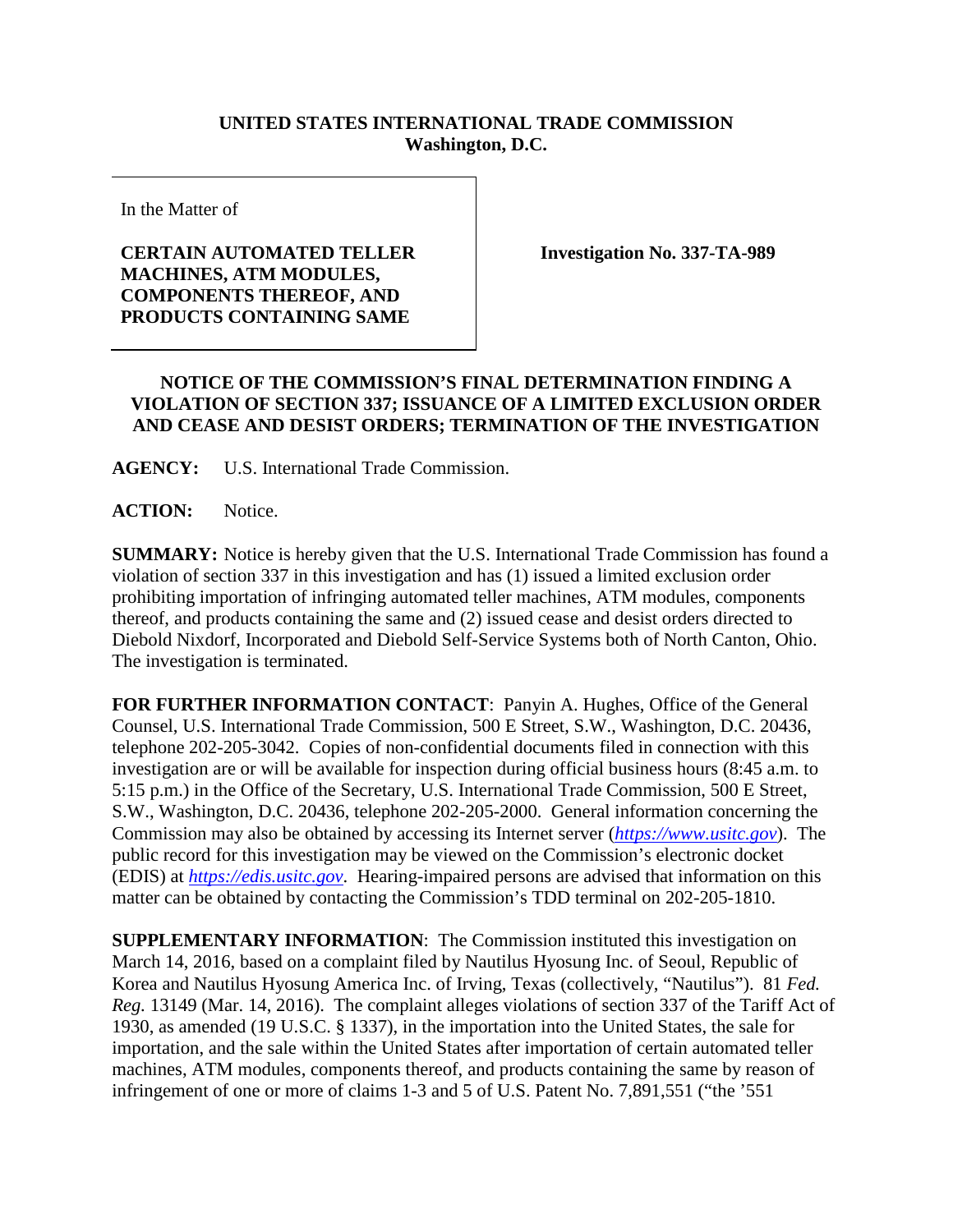**UNITED STATES INTERNATIONAL TRADE COMMISSION**
**Washington, D.C.**

In the Matter of

**CERTAIN AUTOMATED TELLER MACHINES, ATM MODULES, COMPONENTS THEREOF, AND PRODUCTS CONTAINING SAME**

**Investigation No. 337-TA-989**

**NOTICE OF THE COMMISSION'S FINAL DETERMINATION FINDING A VIOLATION OF SECTION 337; ISSUANCE OF A LIMITED EXCLUSION ORDER AND CEASE AND DESIST ORDERS; TERMINATION OF THE INVESTIGATION**

**AGENCY:** U.S. International Trade Commission.

**ACTION:** Notice.

**SUMMARY:** Notice is hereby given that the U.S. International Trade Commission has found a violation of section 337 in this investigation and has (1) issued a limited exclusion order prohibiting importation of infringing automated teller machines, ATM modules, components thereof, and products containing the same and (2) issued cease and desist orders directed to Diebold Nixdorf, Incorporated and Diebold Self-Service Systems both of North Canton, Ohio. The investigation is terminated.

**FOR FURTHER INFORMATION CONTACT**: Panyin A. Hughes, Office of the General Counsel, U.S. International Trade Commission, 500 E Street, S.W., Washington, D.C. 20436, telephone 202-205-3042. Copies of non-confidential documents filed in connection with this investigation are or will be available for inspection during official business hours (8:45 a.m. to 5:15 p.m.) in the Office of the Secretary, U.S. International Trade Commission, 500 E Street, S.W., Washington, D.C. 20436, telephone 202-205-2000. General information concerning the Commission may also be obtained by accessing its Internet server (*https://www.usitc.gov*). The public record for this investigation may be viewed on the Commission's electronic docket (EDIS) at *https://edis.usitc.gov*. Hearing-impaired persons are advised that information on this matter can be obtained by contacting the Commission's TDD terminal on 202-205-1810.

**SUPPLEMENTARY INFORMATION**: The Commission instituted this investigation on March 14, 2016, based on a complaint filed by Nautilus Hyosung Inc. of Seoul, Republic of Korea and Nautilus Hyosung America Inc. of Irving, Texas (collectively, "Nautilus"). 81 *Fed. Reg.* 13149 (Mar. 14, 2016). The complaint alleges violations of section 337 of the Tariff Act of 1930, as amended (19 U.S.C. § 1337), in the importation into the United States, the sale for importation, and the sale within the United States after importation of certain automated teller machines, ATM modules, components thereof, and products containing the same by reason of infringement of one or more of claims 1-3 and 5 of U.S. Patent No. 7,891,551 ("the '551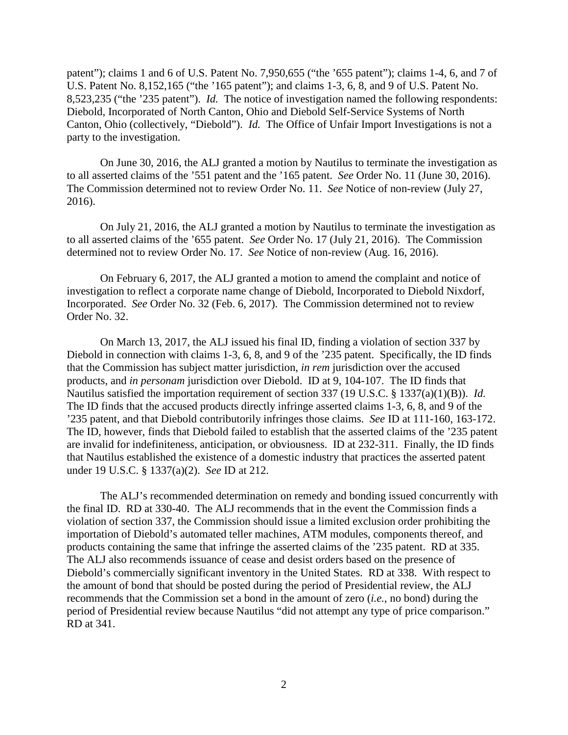patent"); claims 1 and 6 of U.S. Patent No. 7,950,655 ("the '655 patent"); claims 1-4, 6, and 7 of U.S. Patent No. 8,152,165 ("the '165 patent"); and claims 1-3, 6, 8, and 9 of U.S. Patent No. 8,523,235 ("the '235 patent"). *Id.* The notice of investigation named the following respondents: Diebold, Incorporated of North Canton, Ohio and Diebold Self-Service Systems of North Canton, Ohio (collectively, "Diebold"). *Id.* The Office of Unfair Import Investigations is not a party to the investigation.

On June 30, 2016, the ALJ granted a motion by Nautilus to terminate the investigation as to all asserted claims of the '551 patent and the '165 patent. *See* Order No. 11 (June 30, 2016). The Commission determined not to review Order No. 11. *See* Notice of non-review (July 27, 2016).

On July 21, 2016, the ALJ granted a motion by Nautilus to terminate the investigation as to all asserted claims of the '655 patent. *See* Order No. 17 (July 21, 2016). The Commission determined not to review Order No. 17. *See* Notice of non-review (Aug. 16, 2016).

On February 6, 2017, the ALJ granted a motion to amend the complaint and notice of investigation to reflect a corporate name change of Diebold, Incorporated to Diebold Nixdorf, Incorporated. *See* Order No. 32 (Feb. 6, 2017). The Commission determined not to review Order No. 32.

On March 13, 2017, the ALJ issued his final ID, finding a violation of section 337 by Diebold in connection with claims 1-3, 6, 8, and 9 of the '235 patent. Specifically, the ID finds that the Commission has subject matter jurisdiction, *in rem* jurisdiction over the accused products, and *in personam* jurisdiction over Diebold. ID at 9, 104-107. The ID finds that Nautilus satisfied the importation requirement of section 337 (19 U.S.C. § 1337(a)(1)(B)). *Id.* The ID finds that the accused products directly infringe asserted claims 1-3, 6, 8, and 9 of the '235 patent, and that Diebold contributorily infringes those claims. *See* ID at 111-160, 163-172. The ID, however, finds that Diebold failed to establish that the asserted claims of the '235 patent are invalid for indefiniteness, anticipation, or obviousness. ID at 232-311. Finally, the ID finds that Nautilus established the existence of a domestic industry that practices the asserted patent under 19 U.S.C. § 1337(a)(2). *See* ID at 212.

The ALJ's recommended determination on remedy and bonding issued concurrently with the final ID. RD at 330-40. The ALJ recommends that in the event the Commission finds a violation of section 337, the Commission should issue a limited exclusion order prohibiting the importation of Diebold's automated teller machines, ATM modules, components thereof, and products containing the same that infringe the asserted claims of the '235 patent. RD at 335. The ALJ also recommends issuance of cease and desist orders based on the presence of Diebold's commercially significant inventory in the United States. RD at 338. With respect to the amount of bond that should be posted during the period of Presidential review, the ALJ recommends that the Commission set a bond in the amount of zero (*i.e.*, no bond) during the period of Presidential review because Nautilus "did not attempt any type of price comparison." RD at 341.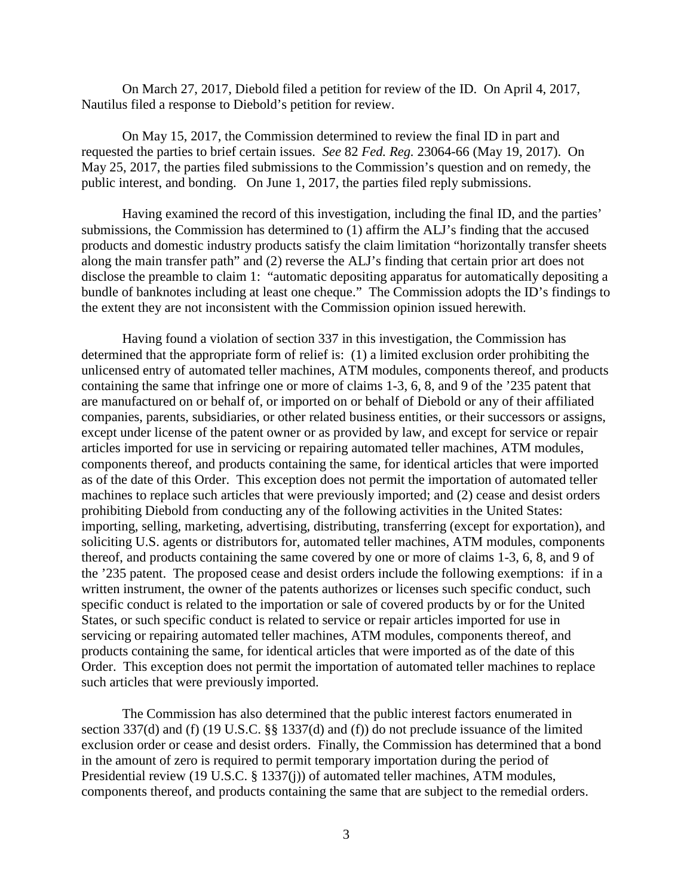On March 27, 2017, Diebold filed a petition for review of the ID. On April 4, 2017, Nautilus filed a response to Diebold's petition for review.

On May 15, 2017, the Commission determined to review the final ID in part and requested the parties to brief certain issues. *See* 82 *Fed. Reg.* 23064-66 (May 19, 2017). On May 25, 2017, the parties filed submissions to the Commission's question and on remedy, the public interest, and bonding. On June 1, 2017, the parties filed reply submissions.

Having examined the record of this investigation, including the final ID, and the parties' submissions, the Commission has determined to (1) affirm the ALJ's finding that the accused products and domestic industry products satisfy the claim limitation "horizontally transfer sheets along the main transfer path" and (2) reverse the ALJ's finding that certain prior art does not disclose the preamble to claim 1: "automatic depositing apparatus for automatically depositing a bundle of banknotes including at least one cheque." The Commission adopts the ID's findings to the extent they are not inconsistent with the Commission opinion issued herewith.

Having found a violation of section 337 in this investigation, the Commission has determined that the appropriate form of relief is: (1) a limited exclusion order prohibiting the unlicensed entry of automated teller machines, ATM modules, components thereof, and products containing the same that infringe one or more of claims 1-3, 6, 8, and 9 of the '235 patent that are manufactured on or behalf of, or imported on or behalf of Diebold or any of their affiliated companies, parents, subsidiaries, or other related business entities, or their successors or assigns, except under license of the patent owner or as provided by law, and except for service or repair articles imported for use in servicing or repairing automated teller machines, ATM modules, components thereof, and products containing the same, for identical articles that were imported as of the date of this Order. This exception does not permit the importation of automated teller machines to replace such articles that were previously imported; and (2) cease and desist orders prohibiting Diebold from conducting any of the following activities in the United States: importing, selling, marketing, advertising, distributing, transferring (except for exportation), and soliciting U.S. agents or distributors for, automated teller machines, ATM modules, components thereof, and products containing the same covered by one or more of claims 1-3, 6, 8, and 9 of the '235 patent. The proposed cease and desist orders include the following exemptions: if in a written instrument, the owner of the patents authorizes or licenses such specific conduct, such specific conduct is related to the importation or sale of covered products by or for the United States, or such specific conduct is related to service or repair articles imported for use in servicing or repairing automated teller machines, ATM modules, components thereof, and products containing the same, for identical articles that were imported as of the date of this Order. This exception does not permit the importation of automated teller machines to replace such articles that were previously imported.

The Commission has also determined that the public interest factors enumerated in section 337(d) and (f) (19 U.S.C. §§ 1337(d) and (f)) do not preclude issuance of the limited exclusion order or cease and desist orders. Finally, the Commission has determined that a bond in the amount of zero is required to permit temporary importation during the period of Presidential review (19 U.S.C. § 1337(j)) of automated teller machines, ATM modules, components thereof, and products containing the same that are subject to the remedial orders.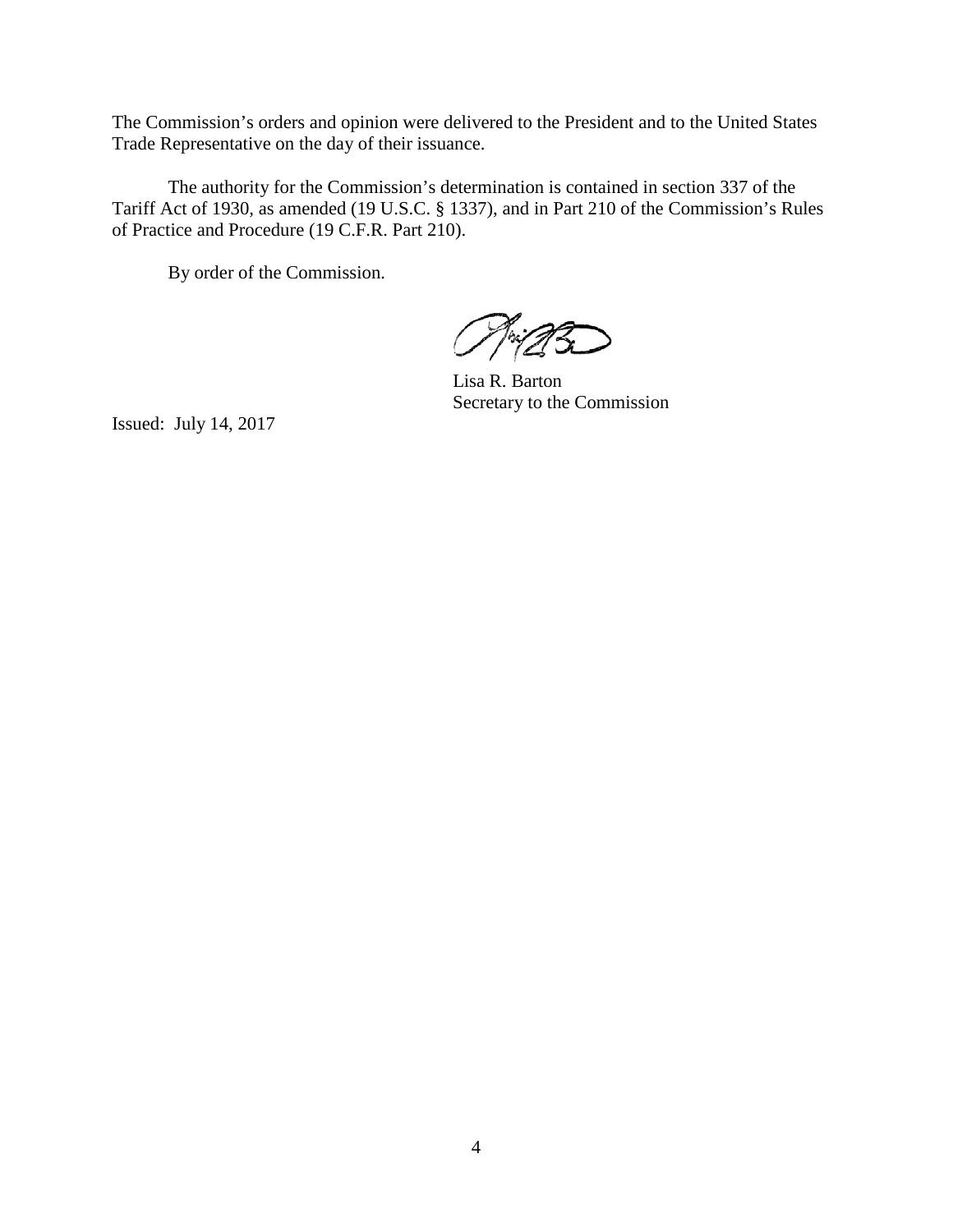The Commission's orders and opinion were delivered to the President and to the United States Trade Representative on the day of their issuance.

The authority for the Commission's determination is contained in section 337 of the Tariff Act of 1930, as amended (19 U.S.C. § 1337), and in Part 210 of the Commission's Rules of Practice and Procedure (19 C.F.R. Part 210).

By order of the Commission.

Lisa R. Barton
Secretary to the Commission

Issued: July 14, 2017